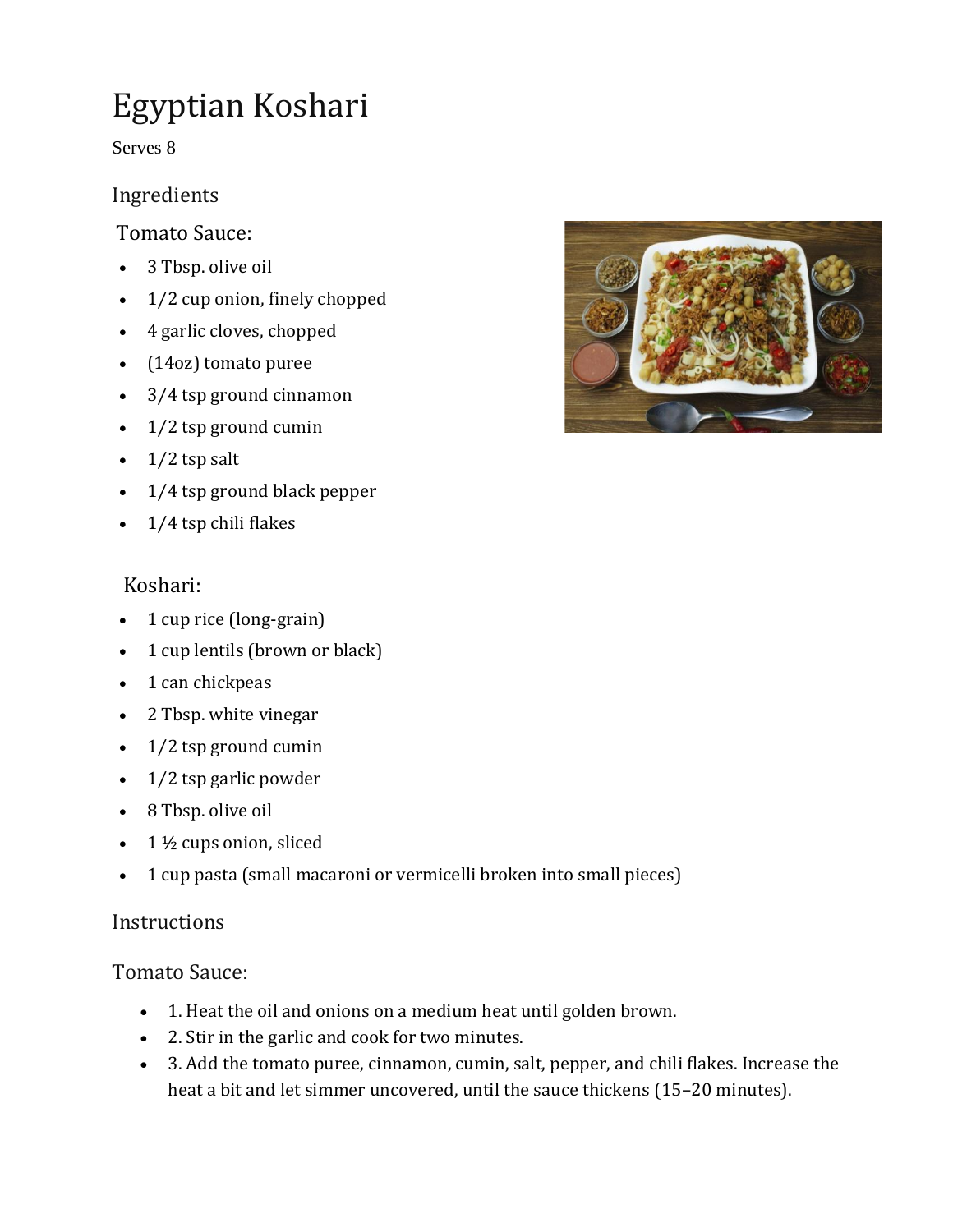# Egyptian Koshari

Serves 8

## Ingredients

### Tomato Sauce:

- 3 Tbsp. olive oil
- 1/2 cup onion, finely chopped
- 4 garlic cloves, chopped
- (14oz) tomato puree
- 3/4 tsp ground cinnamon
- 1/2 tsp ground cumin
- 1/2 tsp salt
- 1/4 tsp ground black pepper
- 1/4 tsp chili flakes

### Koshari:

- 1 cup rice (long-grain)
- 1 cup lentils (brown or black)
- 1 can chickpeas
- 2 Tbsp. white vinegar
- 1/2 tsp ground cumin
- 1/2 tsp garlic powder
- 8 Tbsp. olive oil
- 1 ½ cups onion, sliced
- 1 cup pasta (small macaroni or vermicelli broken into small pieces)

## Instructions

### Tomato Sauce:

- 1. Heat the oil and onions on a medium heat until golden brown.
- 2. Stir in the garlic and cook for two minutes.
- 3. Add the tomato puree, cinnamon, cumin, salt, pepper, and chili flakes. Increase the heat a bit and let simmer uncovered, until the sauce thickens (15–20 minutes).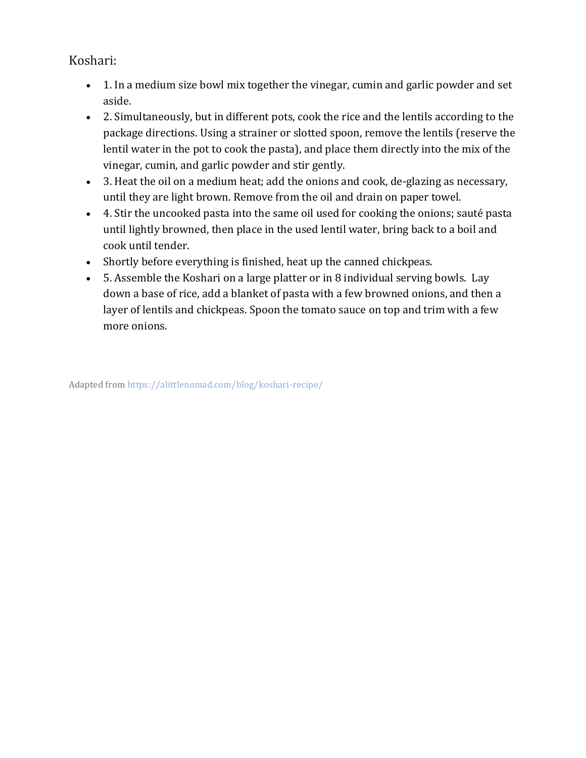Koshari:

- 1. In a medium size bowl mix together the vinegar, cumin and garlic powder and set aside.
- 2. Simultaneously, but in different pots, cook the rice and the lentils according to the package directions. Using a strainer or slotted spoon, remove the lentils (reserve the lentil water in the pot to cook the pasta), and place them directly into the mix of the vinegar, cumin, and garlic powder and stir gently.
- 3. Heat the oil on a medium heat; add the onions and cook, de-glazing as necessary, until they are light brown. Remove from the oil and drain on paper towel.
- 4. Stir the uncooked pasta into the same oil used for cooking the onions; sauté pasta until lightly browned, then place in the used lentil water, bring back to a boil and cook until tender.
- Shortly before everything is finished, heat up the canned chickpeas.
- 5. Assemble the Koshari on a large platter or in 8 individual serving bowls. Lay down a base of rice, add a blanket of pasta with a few browned onions, and then a layer of lentils and chickpeas. Spoon the tomato sauce on top and trim with a few more onions.

Adapted from https://alittlenomad.com/blog/koshari-recipe/